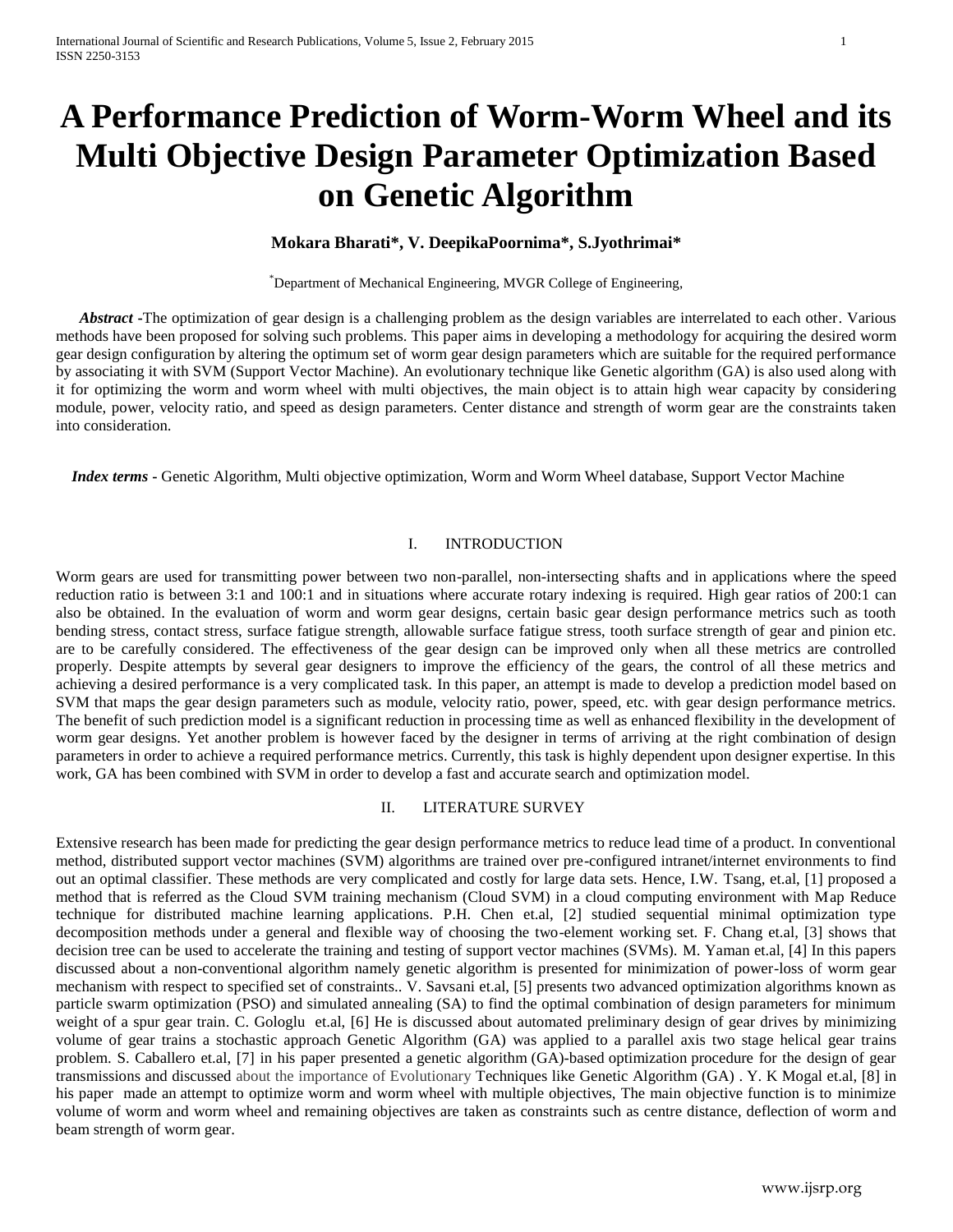# A Performance Prediction of Worm-Worm Wheel and its Multi Objective Design Parameter Optimization Based on Genetic Algorithm

**Mokara Bharati*, V. DeepikaPoornima*, S.Jyothrimai***

*Department of Mechanical Engineering, MVGR College of Engineering,

***Abstract*** -The optimization of gear design is a challenging problem as the design variables are interrelated to each other. Various methods have been proposed for solving such problems. This paper aims in developing a methodology for acquiring the desired worm gear design configuration by altering the optimum set of worm gear design parameters which are suitable for the required performance by associating it with SVM (Support Vector Machine). An evolutionary technique like Genetic algorithm (GA) is also used along with it for optimizing the worm and worm wheel with multi objectives, the main object is to attain high wear capacity by considering module, power, velocity ratio, and speed as design parameters. Center distance and strength of worm gear are the constraints taken into consideration.

***Index terms*** **-** Genetic Algorithm, Multi objective optimization, Worm and Worm Wheel database, Support Vector Machine

## I. INTRODUCTION

Worm gears are used for transmitting power between two non-parallel, non-intersecting shafts and in applications where the speed reduction ratio is between 3:1 and 100:1 and in situations where accurate rotary indexing is required. High gear ratios of 200:1 can also be obtained. In the evaluation of worm and worm gear designs, certain basic gear design performance metrics such as tooth bending stress, contact stress, surface fatigue strength, allowable surface fatigue stress, tooth surface strength of gear and pinion etc. are to be carefully considered. The effectiveness of the gear design can be improved only when all these metrics are controlled properly. Despite attempts by several gear designers to improve the efficiency of the gears, the control of all these metrics and achieving a desired performance is a very complicated task. In this paper, an attempt is made to develop a prediction model based on SVM that maps the gear design parameters such as module, velocity ratio, power, speed, etc. with gear design performance metrics. The benefit of such prediction model is a significant reduction in processing time as well as enhanced flexibility in the development of worm gear designs. Yet another problem is however faced by the designer in terms of arriving at the right combination of design parameters in order to achieve a required performance metrics. Currently, this task is highly dependent upon designer expertise. In this work, GA has been combined with SVM in order to develop a fast and accurate search and optimization model.

## II. LITERATURE SURVEY

Extensive research has been made for predicting the gear design performance metrics to reduce lead time of a product. In conventional method, distributed support vector machines (SVM) algorithms are trained over pre-configured intranet/internet environments to find out an optimal classifier. These methods are very complicated and costly for large data sets. Hence, I.W. Tsang, et.al, [1] proposed a method that is referred as the Cloud SVM training mechanism (Cloud SVM) in a cloud computing environment with Map Reduce technique for distributed machine learning applications. P.H. Chen et.al, [2] studied sequential minimal optimization type decomposition methods under a general and flexible way of choosing the two-element working set. F. Chang et.al, [3] shows that decision tree can be used to accelerate the training and testing of support vector machines (SVMs). M. Yaman et.al, [4] In this papers discussed about a non-conventional algorithm namely genetic algorithm is presented for minimization of power-loss of worm gear mechanism with respect to specified set of constraints.. V. Savsani et.al, [5] presents two advanced optimization algorithms known as particle swarm optimization (PSO) and simulated annealing (SA) to find the optimal combination of design parameters for minimum weight of a spur gear train. C. Gologlu et.al, [6] He is discussed about automated preliminary design of gear drives by minimizing volume of gear trains a stochastic approach Genetic Algorithm (GA) was applied to a parallel axis two stage helical gear trains problem. S. Caballero et.al, [7] in his paper presented a genetic algorithm (GA)-based optimization procedure for the design of gear transmissions and discussed about the importance of Evolutionary Techniques like Genetic Algorithm (GA) . Y. K Mogal et.al, [8] in his paper made an attempt to optimize worm and worm wheel with multiple objectives, The main objective function is to minimize volume of worm and worm wheel and remaining objectives are taken as constraints such as centre distance, deflection of worm and beam strength of worm gear.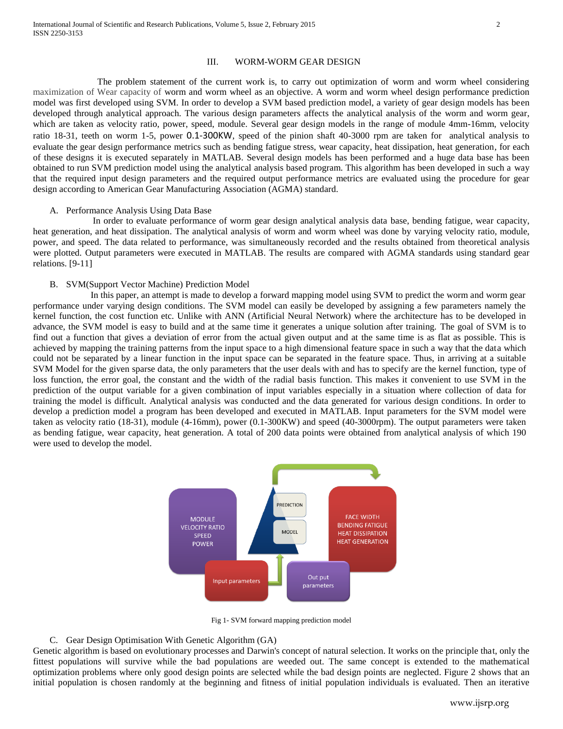## III. WORM-WORM GEAR DESIGN

The problem statement of the current work is, to carry out optimization of worm and worm wheel considering maximization of Wear capacity of worm and worm wheel as an objective. A worm and worm wheel design performance prediction model was first developed using SVM. In order to develop a SVM based prediction model, a variety of gear design models has been developed through analytical approach. The various design parameters affects the analytical analysis of the worm and worm gear, which are taken as velocity ratio, power, speed, module. Several gear design models in the range of module 4mm-16mm, velocity ratio 18-31, teeth on worm 1-5, power 0.1-300KW, speed of the pinion shaft 40-3000 rpm are taken for analytical analysis to evaluate the gear design performance metrics such as bending fatigue stress, wear capacity, heat dissipation, heat generation, for each of these designs it is executed separately in MATLAB. Several design models has been performed and a huge data base has been obtained to run SVM prediction model using the analytical analysis based program. This algorithm has been developed in such a way that the required input design parameters and the required output performance metrics are evaluated using the procedure for gear design according to American Gear Manufacturing Association (AGMA) standard.

### A. Performance Analysis Using Data Base

In order to evaluate performance of worm gear design analytical analysis data base, bending fatigue, wear capacity, heat generation, and heat dissipation. The analytical analysis of worm and worm wheel was done by varying velocity ratio, module, power, and speed. The data related to performance, was simultaneously recorded and the results obtained from theoretical analysis were plotted. Output parameters were executed in MATLAB. The results are compared with AGMA standards using standard gear relations. [9-11]

### B. SVM(Support Vector Machine) Prediction Model

In this paper, an attempt is made to develop a forward mapping model using SVM to predict the worm and worm gear performance under varying design conditions. The SVM model can easily be developed by assigning a few parameters namely the kernel function, the cost function etc. Unlike with ANN (Artificial Neural Network) where the architecture has to be developed in advance, the SVM model is easy to build and at the same time it generates a unique solution after training. The goal of SVM is to find out a function that gives a deviation of error from the actual given output and at the same time is as flat as possible. This is achieved by mapping the training patterns from the input space to a high dimensional feature space in such a way that the data which could not be separated by a linear function in the input space can be separated in the feature space. Thus, in arriving at a suitable SVM Model for the given sparse data, the only parameters that the user deals with and has to specify are the kernel function, type of loss function, the error goal, the constant and the width of the radial basis function. This makes it convenient to use SVM in the prediction of the output variable for a given combination of input variables especially in a situation where collection of data for training the model is difficult. Analytical analysis was conducted and the data generated for various design conditions. In order to develop a prediction model a program has been developed and executed in MATLAB. Input parameters for the SVM model were taken as velocity ratio (18-31), module (4-16mm), power (0.1-300KW) and speed (40-3000rpm). The output parameters were taken as bending fatigue, wear capacity, heat generation. A total of 200 data points were obtained from analytical analysis of which 190 were used to develop the model.

MODULE
VELOCITY RATIO
SPEED
POWER

PREDICTION
MODEL

FACE WIDTH
BENDING FATIGUE
HEAT DISSIPATION
HEAT GENERATION

Input parameters

Out put parameters

Fig 1- SVM forward mapping prediction model

### C. Gear Design Optimisation With Genetic Algorithm (GA)

Genetic algorithm is based on evolutionary processes and Darwin's concept of natural selection. It works on the principle that, only the fittest populations will survive while the bad populations are weeded out. The same concept is extended to the mathematical optimization problems where only good design points are selected while the bad design points are neglected. Figure 2 shows that an initial population is chosen randomly at the beginning and fitness of initial population individuals is evaluated. Then an iterative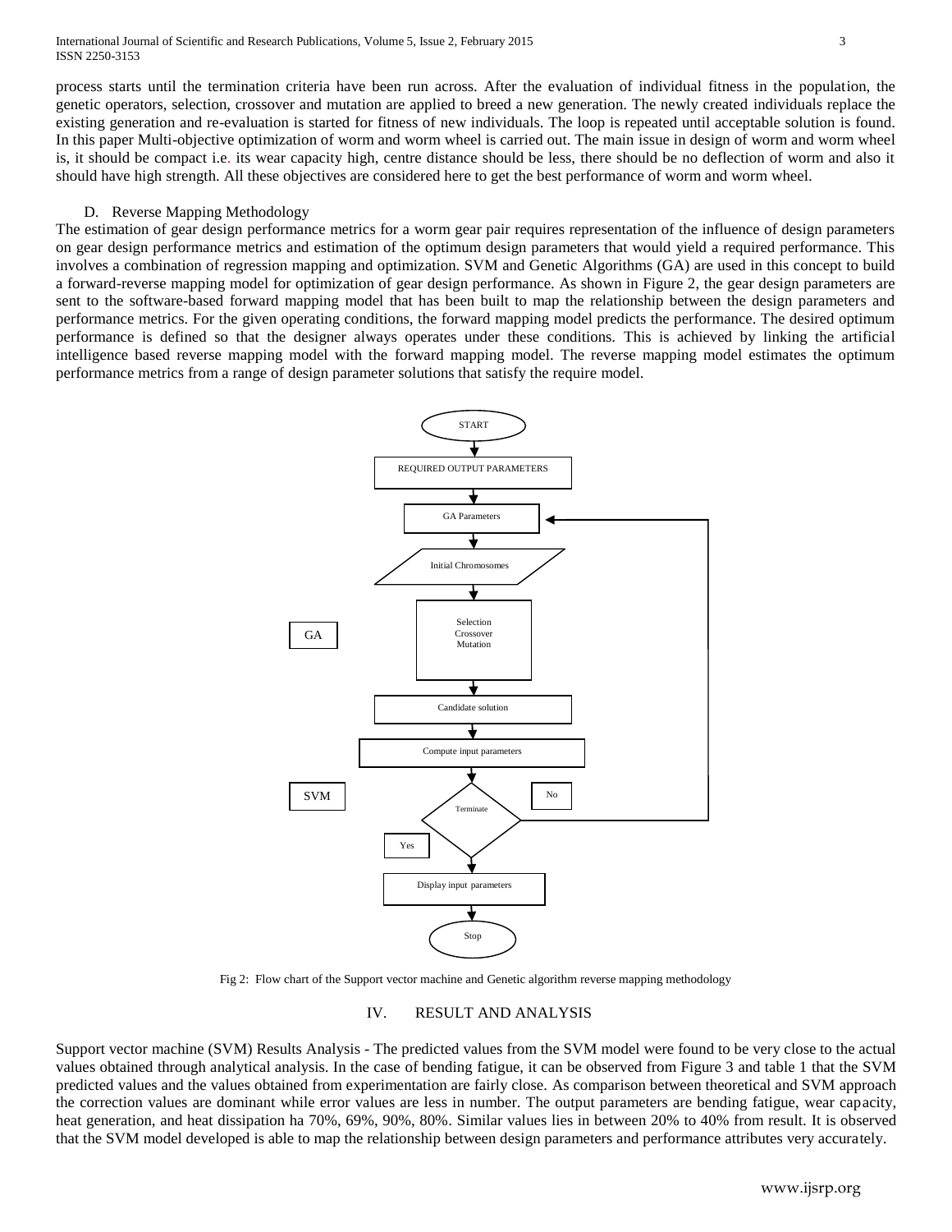process starts until the termination criteria have been run across. After the evaluation of individual fitness in the population, the genetic operators, selection, crossover and mutation are applied to breed a new generation. The newly created individuals replace the existing generation and re-evaluation is started for fitness of new individuals. The loop is repeated until acceptable solution is found. In this paper Multi-objective optimization of worm and worm wheel is carried out. The main issue in design of worm and worm wheel is, it should be compact i.e. its wear capacity high, centre distance should be less, there should be no deflection of worm and also it should have high strength. All these objectives are considered here to get the best performance of worm and worm wheel.

### D. Reverse Mapping Methodology

The estimation of gear design performance metrics for a worm gear pair requires representation of the influence of design parameters on gear design performance metrics and estimation of the optimum design parameters that would yield a required performance. This involves a combination of regression mapping and optimization. SVM and Genetic Algorithms (GA) are used in this concept to build a forward-reverse mapping model for optimization of gear design performance. As shown in Figure 2, the gear design parameters are sent to the software-based forward mapping model that has been built to map the relationship between the design parameters and performance metrics. For the given operating conditions, the forward mapping model predicts the performance. The desired optimum performance is defined so that the designer always operates under these conditions. This is achieved by linking the artificial intelligence based reverse mapping model with the forward mapping model. The reverse mapping model estimates the optimum performance metrics from a range of design parameter solutions that satisfy the require model.

START → REQUIRED OUTPUT PARAMETERS → GA Parameters → Initial Chromosomes → Selection / Crossover / Mutation → Candidate solution → Compute input parameters → Terminate (No → GA Parameters; Yes → Display input parameters) → Stop

GA

SVM

Fig 2: Flow chart of the Support vector machine and Genetic algorithm reverse mapping methodology

## IV. RESULT AND ANALYSIS

Support vector machine (SVM) Results Analysis - The predicted values from the SVM model were found to be very close to the actual values obtained through analytical analysis. In the case of bending fatigue, it can be observed from Figure 3 and table 1 that the SVM predicted values and the values obtained from experimentation are fairly close. As comparison between theoretical and SVM approach the correction values are dominant while error values are less in number. The output parameters are bending fatigue, wear capacity, heat generation, and heat dissipation ha 70%, 69%, 90%, 80%. Similar values lies in between 20% to 40% from result. It is observed that the SVM model developed is able to map the relationship between design parameters and performance attributes very accurately.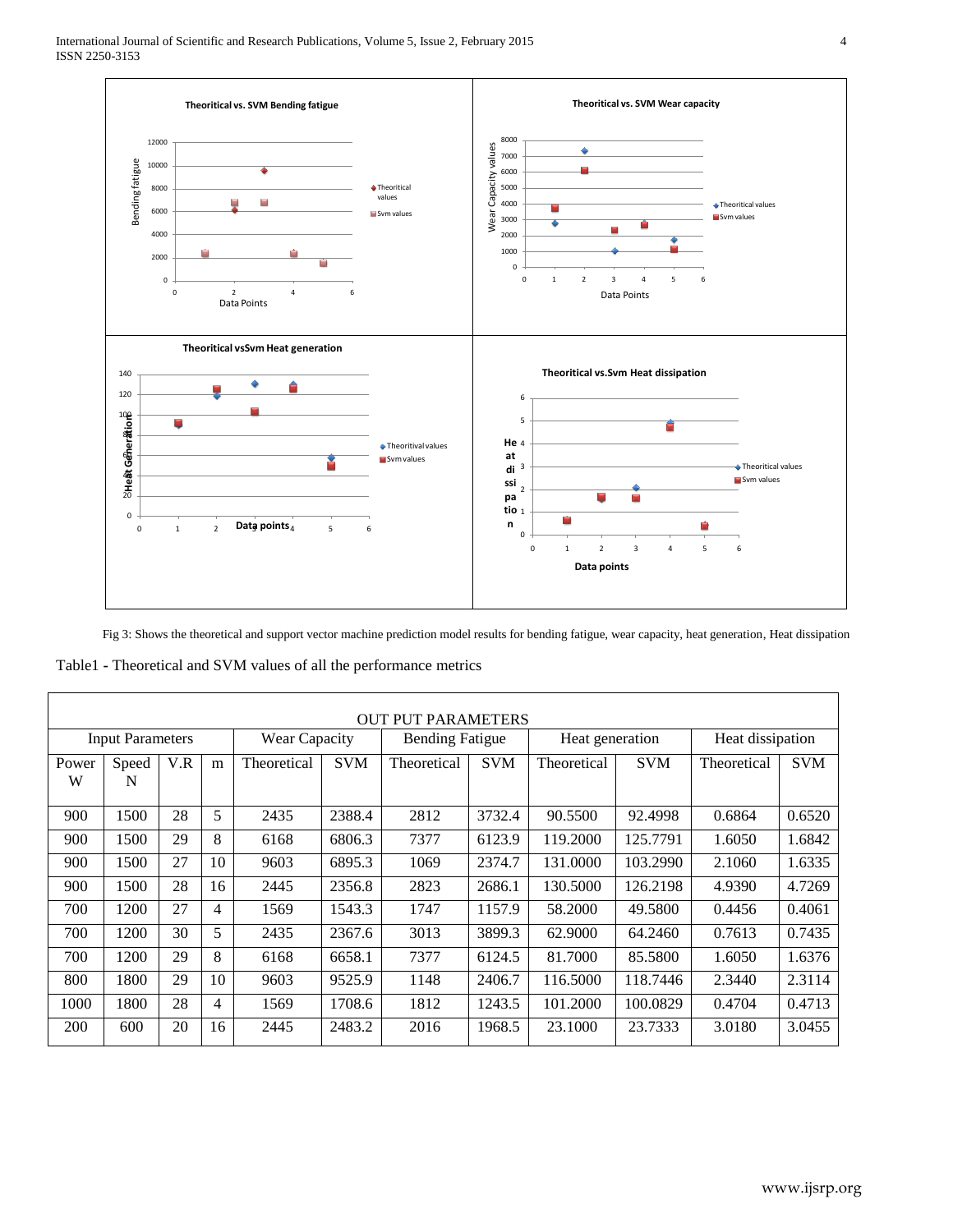Fig 3: Shows the theoretical and support vector machine prediction model results for bending fatigue, wear capacity, heat generation, Heat dissipation

Table1 - Theoretical and SVM values of all the performance metrics

| OUT PUT PARAMETERS | | | | | | | | | | | |
|---|---|---|---|---|---|---|---|---|---|---|---|
| Input Parameters | | | | Wear Capacity | | Bending Fatigue | | Heat generation | | Heat dissipation | |
| Power W | Speed N | V.R | m | Theoretical | SVM | Theoretical | SVM | Theoretical | SVM | Theoretical | SVM |
| 900 | 1500 | 28 | 5 | 2435 | 2388.4 | 2812 | 3732.4 | 90.5500 | 92.4998 | 0.6864 | 0.6520 |
| 900 | 1500 | 29 | 8 | 6168 | 6806.3 | 7377 | 6123.9 | 119.2000 | 125.7791 | 1.6050 | 1.6842 |
| 900 | 1500 | 27 | 10 | 9603 | 6895.3 | 1069 | 2374.7 | 131.0000 | 103.2990 | 2.1060 | 1.6335 |
| 900 | 1500 | 28 | 16 | 2445 | 2356.8 | 2823 | 2686.1 | 130.5000 | 126.2198 | 4.9390 | 4.7269 |
| 700 | 1200 | 27 | 4 | 1569 | 1543.3 | 1747 | 1157.9 | 58.2000 | 49.5800 | 0.4456 | 0.4061 |
| 700 | 1200 | 30 | 5 | 2435 | 2367.6 | 3013 | 3899.3 | 62.9000 | 64.2460 | 0.7613 | 0.7435 |
| 700 | 1200 | 29 | 8 | 6168 | 6658.1 | 7377 | 6124.5 | 81.7000 | 85.5800 | 1.6050 | 1.6376 |
| 800 | 1800 | 29 | 10 | 9603 | 9525.9 | 1148 | 2406.7 | 116.5000 | 118.7446 | 2.3440 | 2.3114 |
| 1000 | 1800 | 28 | 4 | 1569 | 1708.6 | 1812 | 1243.5 | 101.2000 | 100.0829 | 0.4704 | 0.4713 |
| 200 | 600 | 20 | 16 | 2445 | 2483.2 | 2016 | 1968.5 | 23.1000 | 23.7333 | 3.0180 | 3.0455 |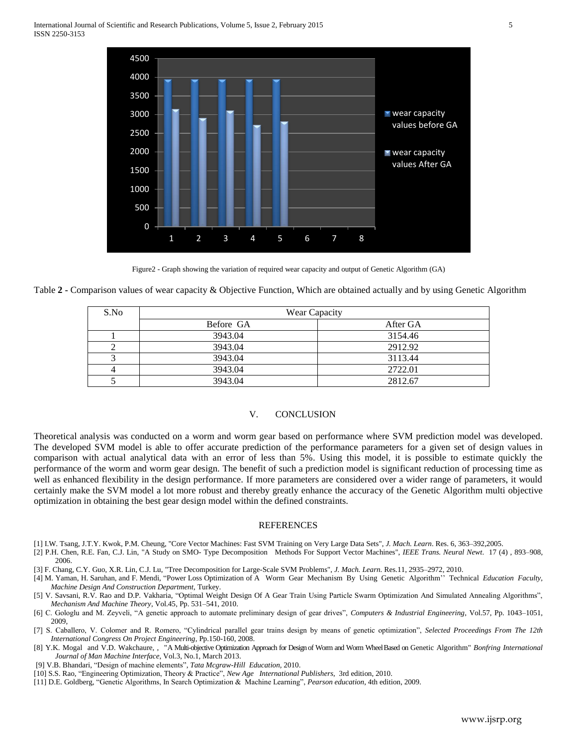Figure2 - Graph showing the variation of required wear capacity and output of Genetic Algorithm (GA)

Table **2 -** Comparison values of wear capacity & Objective Function, Which are obtained actually and by using Genetic Algorithm

| S.No | Wear Capacity | |
|---|---|---|
| | Before GA | After GA |
| 1 | 3943.04 | 3154.46 |
| 2 | 3943.04 | 2912.92 |
| 3 | 3943.04 | 3113.44 |
| 4 | 3943.04 | 2722.01 |
| 5 | 3943.04 | 2812.67 |

## V. CONCLUSION

Theoretical analysis was conducted on a worm and worm gear based on performance where SVM prediction model was developed. The developed SVM model is able to offer accurate prediction of the performance parameters for a given set of design values in comparison with actual analytical data with an error of less than 5%. Using this model, it is possible to estimate quickly the performance of the worm and worm gear design. The benefit of such a prediction model is significant reduction of processing time as well as enhanced flexibility in the design performance. If more parameters are considered over a wider range of parameters, it would certainly make the SVM model a lot more robust and thereby greatly enhance the accuracy of the Genetic Algorithm multi objective optimization in obtaining the best gear design model within the defined constraints.

## REFERENCES

[1] I.W. Tsang, J.T.Y. Kwok, P.M. Cheung, "Core Vector Machines: Fast SVM Training on Very Large Data Sets", *J. Mach. Learn*. Res. 6, 363–392,2005.

[2] P.H. Chen, R.E. Fan, C.J. Lin, "A Study on SMO- Type Decomposition Methods For Support Vector Machines", *IEEE Trans. Neural Newt*. 17 (4) , 893–908, 2006.

[3] F. Chang, C.Y. Guo, X.R. Lin, C.J. Lu, "Tree Decomposition for Large-Scale SVM Problems", *J. Mach. Learn.* Res.11, 2935–2972, 2010.

[4] M. Yaman, H. Saruhan, and F. Mendi, "Power Loss Optimization of A Worm Gear Mechanism By Using Genetic Algorithm'' Technical *Education Faculty, Machine Design And Construction Department*, Turkey.

[5] V. Savsani, R.V. Rao and D.P. Vakharia, "Optimal Weight Design Of A Gear Train Using Particle Swarm Optimization And Simulated Annealing Algorithms", *Mechanism And Machine Theory*, Vol.45, Pp. 531–541, 2010.

[6] C. Gologlu and M. Zeyveli, "A genetic approach to automate preliminary design of gear drives", *Computers & Industrial Engineering*, Vol.57, Pp. 1043–1051, 2009,

[7] S. Caballero, V. Colomer and R. Romero, "Cylindrical parallel gear trains design by means of genetic optimization", *Selected Proceedings From The 12th International Congress On Project Engineering*, Pp.150-160, 2008.

[8] Y.K. Mogal and V.D. Wakchaure, , "A Multi-objective Optimization Approach for Design of Worm and Worm Wheel Based on Genetic Algorithm" *Bonfring International Journal of Man Machine Interface*, Vol.3, No.1, March 2013.

[9] V.B. Bhandari, "Design of machine elements", *Tata Mcgraw-Hill Education*, 2010.

[10] S.S. Rao, "Engineering Optimization, Theory & Practice", *New Age International Publishers*, 3rd edition, 2010.

[11] D.E. Goldberg, "Genetic Algorithms, In Search Optimization & Machine Learning", *Pearson education*, 4th edition, 2009.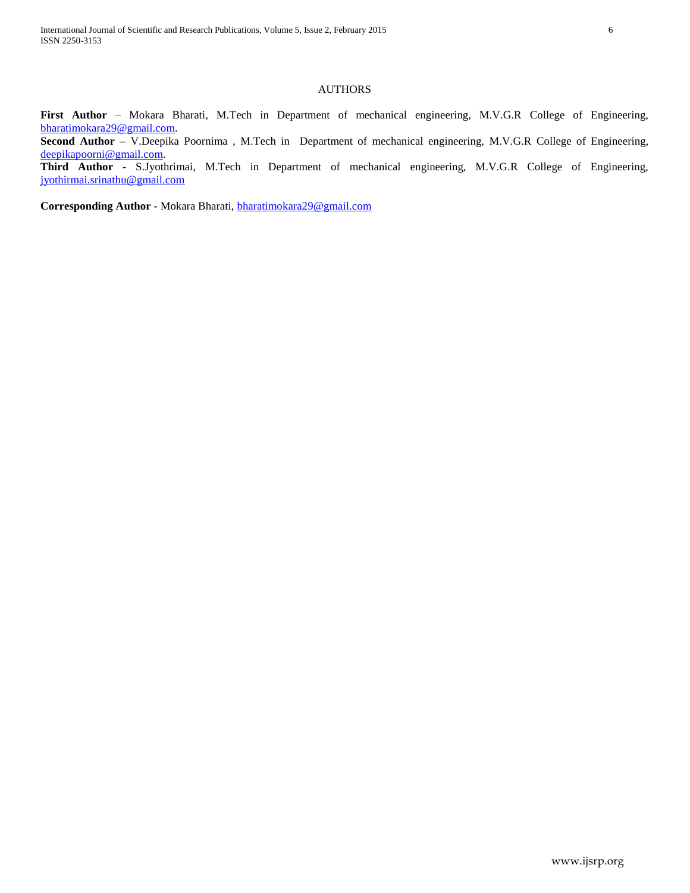AUTHORS

**First Author** – Mokara Bharati, M.Tech in Department of mechanical engineering, M.V.G.R College of Engineering, bharatimokara29@gmail.com.

**Second Author –** V.Deepika Poornima , M.Tech in Department of mechanical engineering, M.V.G.R College of Engineering, deepikapoorni@gmail.com.

**Third Author** - S.Jyothrimai, M.Tech in Department of mechanical engineering, M.V.G.R College of Engineering, jyothirmai.srinathu@gmail.com

**Corresponding Author -** Mokara Bharati, bharatimokara29@gmail.com